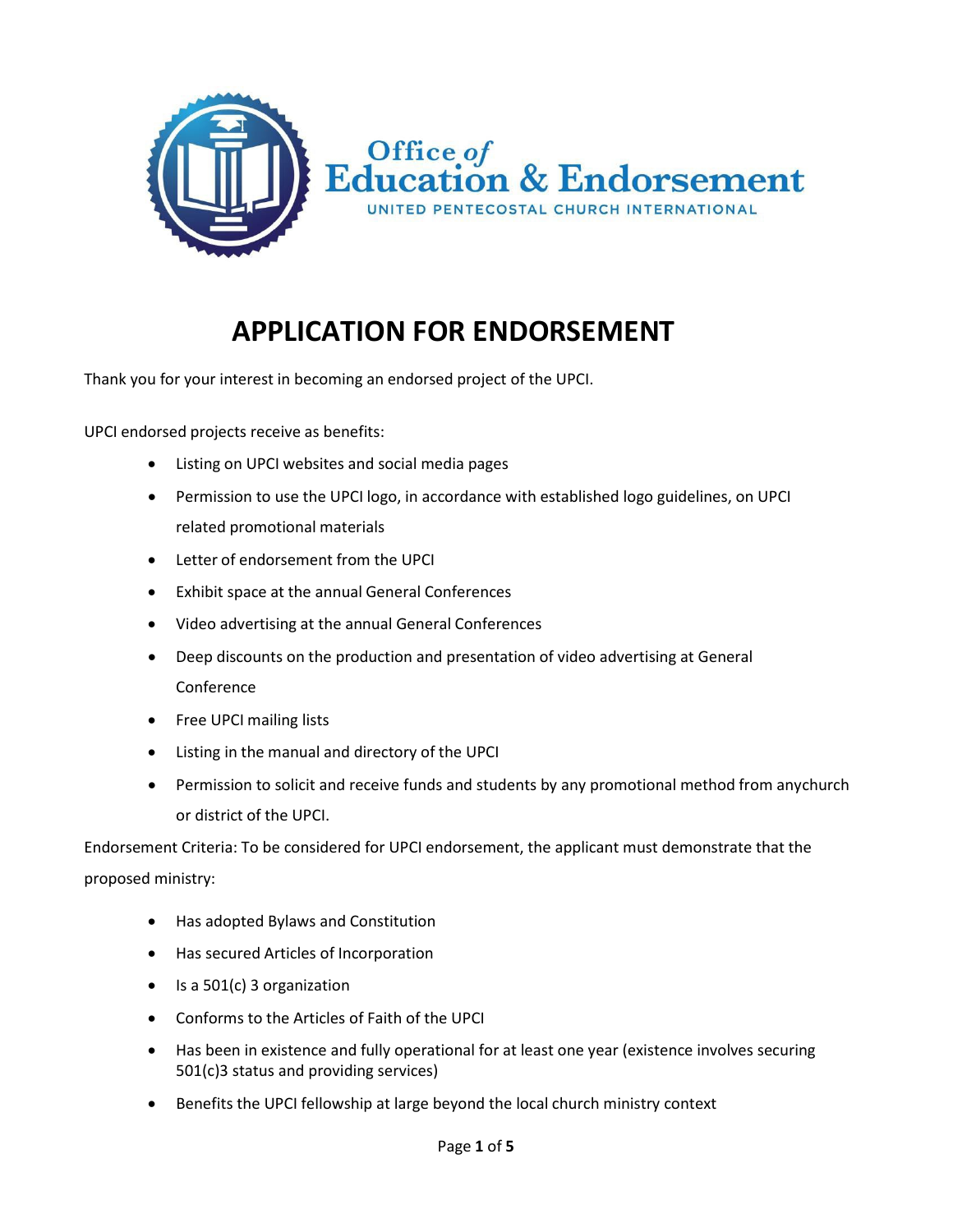Office of Education & Endorsement

UNITED PENTECOSTAL CHURCH INTERNATIONAL

# APPLICATION FOR ENDORSEMENT

Thank you for your interest in becoming an endorsed project of the UPCI.

UPCI endorsed projects receive as benefits:

- Listing on UPCI websites and social media pages
- Permission to use the UPCI logo, in accordance with established logo guidelines, on UPCI related promotional materials
- Letter of endorsement from the UPCI
- Exhibit space at the annual General Conferences
- Video advertising at the annual General Conferences
- Deep discounts on the production and presentation of video advertising at General Conference
- Free UPCI mailing lists
- Listing in the manual and directory of the UPCI
- Permission to solicit and receive funds and students by any promotional method from anychurch or district of the UPCI.

Endorsement Criteria: To be considered for UPCI endorsement, the applicant must demonstrate that the proposed ministry:

- Has adopted Bylaws and Constitution
- Has secured Articles of Incorporation
- Is a 501(c) 3 organization
- Conforms to the Articles of Faith of the UPCI
- Has been in existence and fully operational for at least one year (existence involves securing 501(c)3 status and providing services)
- Benefits the UPCI fellowship at large beyond the local church ministry context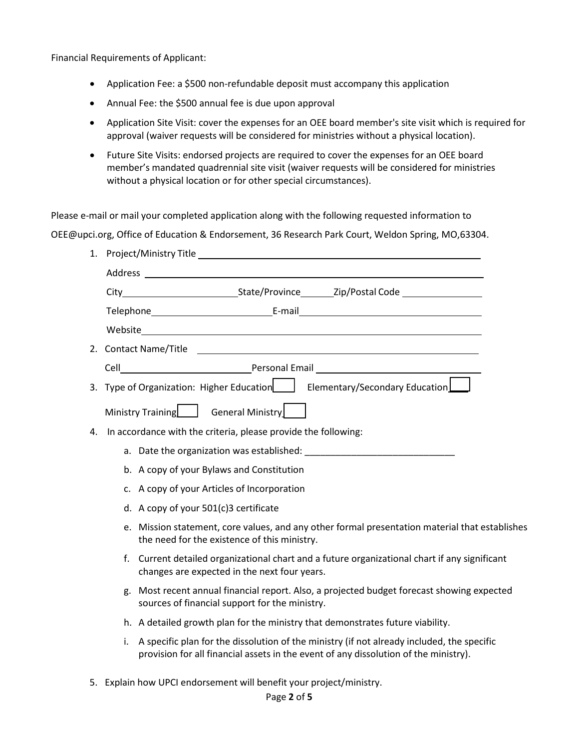Financial Requirements of Applicant:

- Application Fee: a $500 non-refundable deposit must accompany this application
- Annual Fee: the $500 annual fee is due upon approval
- Application Site Visit: cover the expenses for an OEE board member's site visit which is required for approval (waiver requests will be considered for ministries without a physical location).
- Future Site Visits: endorsed projects are required to cover the expenses for an OEE board member's mandated quadrennial site visit (waiver requests will be considered for ministries without a physical location or for other special circumstances).

Please e-mail or mail your completed application along with the following requested information to OEE@upci.org, Office of Education & Endorsement, 36 Research Park Court, Weldon Spring, MO,63304.

1. Project/Ministry Title ______________________________

   Address ______________________________

   City ______________ State/Province ______ Zip/Postal Code ______________

   Telephone ______________ E-mail ______________________

   Website ______________________________

2. Contact Name/Title ______________________________

   Cell ______________ Personal Email ______________________

3. Type of Organization: Higher Education ☐ Elementary/Secondary Education ☐

   Ministry Training ☐ General Ministry ☐

4. In accordance with the criteria, please provide the following:

   a. Date the organization was established: ______________________________

   b. A copy of your Bylaws and Constitution

   c. A copy of your Articles of Incorporation

   d. A copy of your 501(c)3 certificate

   e. Mission statement, core values, and any other formal presentation material that establishes the need for the existence of this ministry.

   f. Current detailed organizational chart and a future organizational chart if any significant changes are expected in the next four years.

   g. Most recent annual financial report. Also, a projected budget forecast showing expected sources of financial support for the ministry.

   h. A detailed growth plan for the ministry that demonstrates future viability.

   i. A specific plan for the dissolution of the ministry (if not already included, the specific provision for all financial assets in the event of any dissolution of the ministry).

5. Explain how UPCI endorsement will benefit your project/ministry.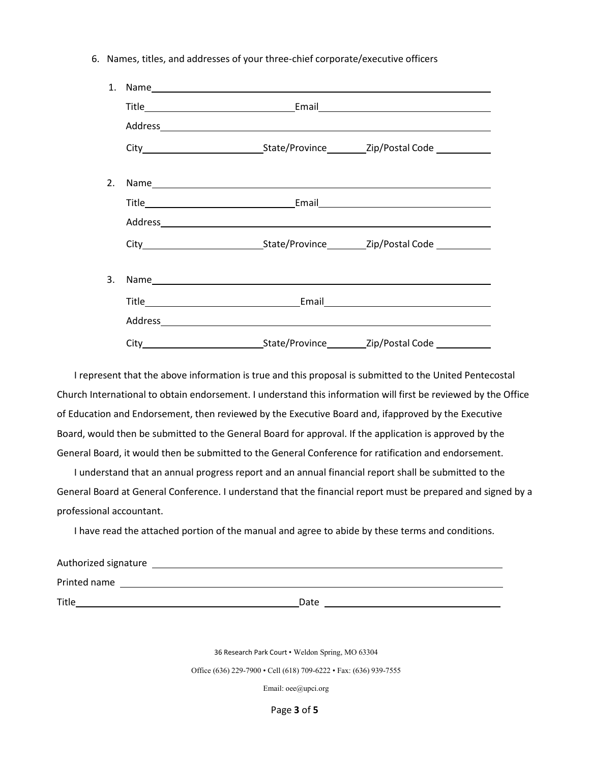6. Names, titles, and addresses of your three-chief corporate/executive officers

   1. Name\_\_\_\_\_\_\_\_\_\_\_\_\_\_\_\_\_\_\_\_\_\_\_\_\_\_\_\_\_\_\_\_\_\_\_\_\_\_\_\_\_\_\_\_\_\_\_\_

      Title\_\_\_\_\_\_\_\_\_\_\_\_\_\_\_\_\_\_\_\_\_\_\_\_Email\_\_\_\_\_\_\_\_\_\_\_\_\_\_\_\_\_\_\_\_\_\_\_\_

      Address\_\_\_\_\_\_\_\_\_\_\_\_\_\_\_\_\_\_\_\_\_\_\_\_\_\_\_\_\_\_\_\_\_\_\_\_\_\_\_\_\_\_\_\_\_\_

      City\_\_\_\_\_\_\_\_\_\_\_\_\_\_\_\_\_\_\_\_State/Province\_\_\_\_\_\_\_\_Zip/Postal Code \_\_\_\_\_\_\_\_\_\_

   2. Name\_\_\_\_\_\_\_\_\_\_\_\_\_\_\_\_\_\_\_\_\_\_\_\_\_\_\_\_\_\_\_\_\_\_\_\_\_\_\_\_\_\_\_\_\_\_\_\_

      Title\_\_\_\_\_\_\_\_\_\_\_\_\_\_\_\_\_\_\_\_\_\_\_\_Email\_\_\_\_\_\_\_\_\_\_\_\_\_\_\_\_\_\_\_\_\_\_\_\_

      Address\_\_\_\_\_\_\_\_\_\_\_\_\_\_\_\_\_\_\_\_\_\_\_\_\_\_\_\_\_\_\_\_\_\_\_\_\_\_\_\_\_\_\_\_\_\_

      City\_\_\_\_\_\_\_\_\_\_\_\_\_\_\_\_\_\_\_\_State/Province\_\_\_\_\_\_\_\_Zip/Postal Code \_\_\_\_\_\_\_\_\_\_

   3. Name\_\_\_\_\_\_\_\_\_\_\_\_\_\_\_\_\_\_\_\_\_\_\_\_\_\_\_\_\_\_\_\_\_\_\_\_\_\_\_\_\_\_\_\_\_\_\_\_

      Title\_\_\_\_\_\_\_\_\_\_\_\_\_\_\_\_\_\_\_\_\_\_\_\_Email\_\_\_\_\_\_\_\_\_\_\_\_\_\_\_\_\_\_\_\_\_\_\_\_

      Address\_\_\_\_\_\_\_\_\_\_\_\_\_\_\_\_\_\_\_\_\_\_\_\_\_\_\_\_\_\_\_\_\_\_\_\_\_\_\_\_\_\_\_\_\_\_

      City\_\_\_\_\_\_\_\_\_\_\_\_\_\_\_\_\_\_\_\_State/Province\_\_\_\_\_\_\_\_Zip/Postal Code \_\_\_\_\_\_\_\_\_\_

I represent that the above information is true and this proposal is submitted to the United Pentecostal Church International to obtain endorsement. I understand this information will first be reviewed by the Office of Education and Endorsement, then reviewed by the Executive Board and, ifapproved by the Executive Board, would then be submitted to the General Board for approval. If the application is approved by the General Board, it would then be submitted to the General Conference for ratification and endorsement.

I understand that an annual progress report and an annual financial report shall be submitted to the General Board at General Conference. I understand that the financial report must be prepared and signed by a professional accountant.

I have read the attached portion of the manual and agree to abide by these terms and conditions.

Authorized signature \_\_\_\_\_\_\_\_\_\_\_\_\_\_\_\_\_\_\_\_\_\_\_\_\_\_\_\_\_\_\_\_\_\_\_\_\_\_\_\_\_\_\_\_\_\_

Printed name \_\_\_\_\_\_\_\_\_\_\_\_\_\_\_\_\_\_\_\_\_\_\_\_\_\_\_\_\_\_\_\_\_\_\_\_\_\_\_\_\_\_\_\_\_\_\_\_\_\_

Title\_\_\_\_\_\_\_\_\_\_\_\_\_\_\_\_\_\_\_\_\_\_\_\_\_\_\_\_\_\_Date \_\_\_\_\_\_\_\_\_\_\_\_\_\_\_\_\_\_\_\_\_\_\_\_

36 Research Park Court • Weldon Spring, MO 63304

Office (636) 229-7900 • Cell (618) 709-6222 • Fax: (636) 939-7555

Email: oee@upci.org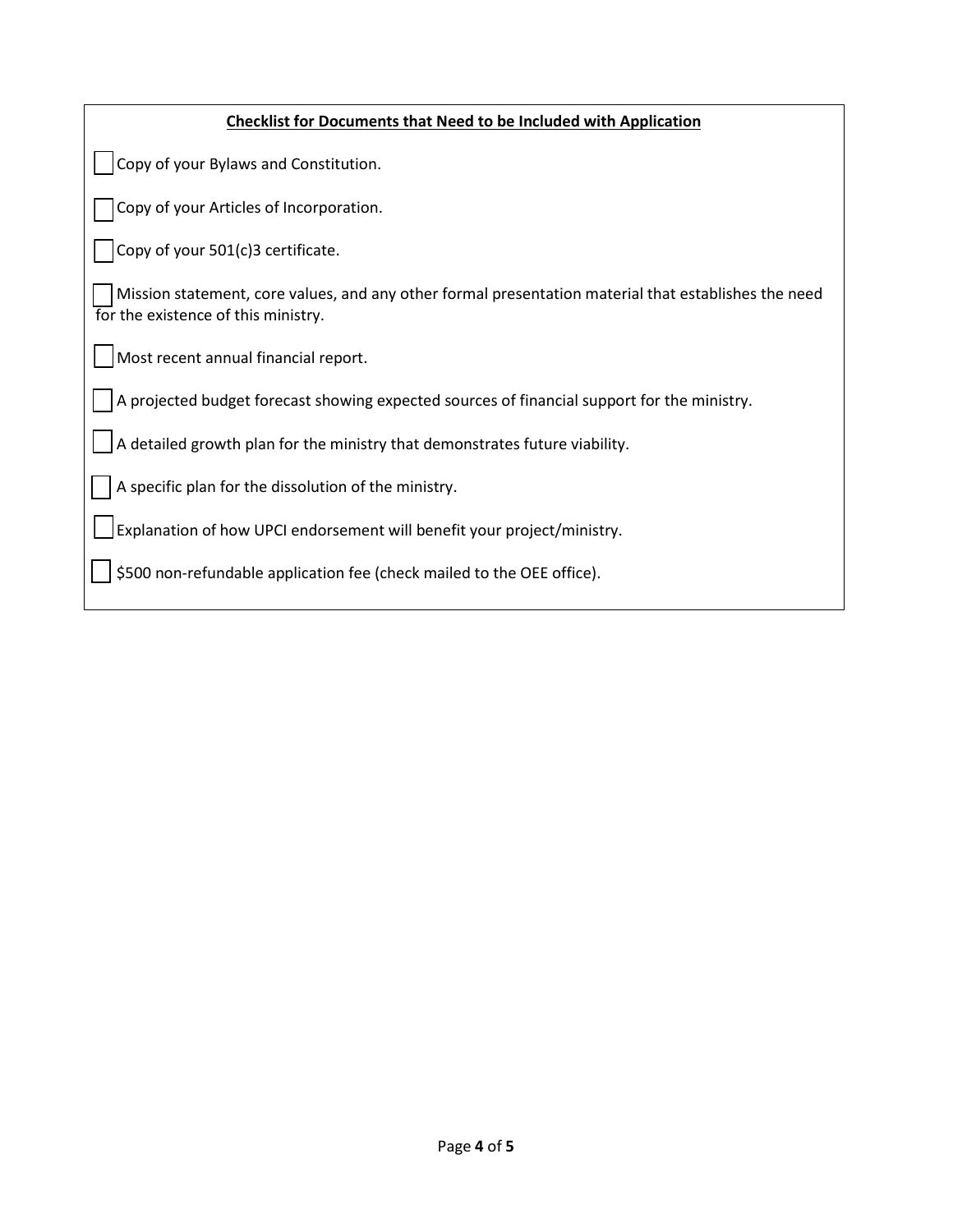**Checklist for Documents that Need to be Included with Application**

- [ ] Copy of your Bylaws and Constitution.
- [ ] Copy of your Articles of Incorporation.
- [ ] Copy of your 501(c)3 certificate.
- [ ] Mission statement, core values, and any other formal presentation material that establishes the need for the existence of this ministry.
- [ ] Most recent annual financial report.
- [ ] A projected budget forecast showing expected sources of financial support for the ministry.
- [ ] A detailed growth plan for the ministry that demonstrates future viability.
- [ ] A specific plan for the dissolution of the ministry.
- [ ] Explanation of how UPCI endorsement will benefit your project/ministry.
- [ ] $500 non-refundable application fee (check mailed to the OEE office).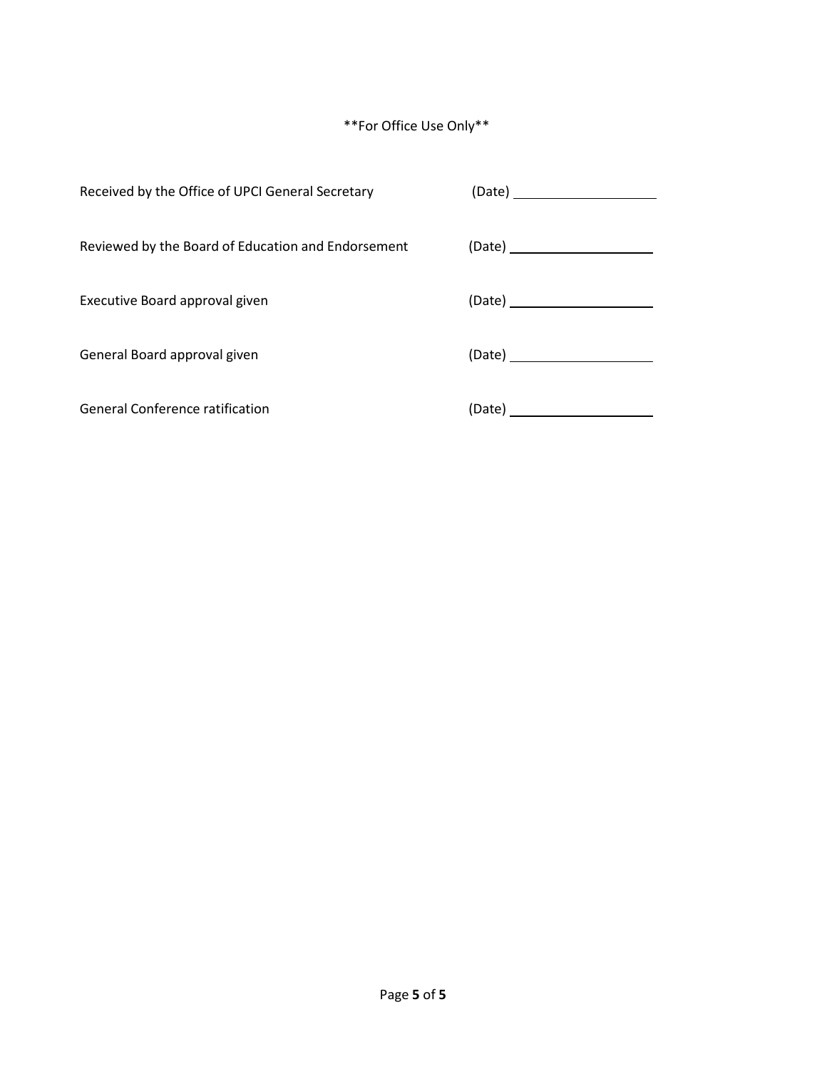**For Office Use Only**

| | |
|---|---|
| Received by the Office of UPCI General Secretary | (Date) ____________________ |
| Reviewed by the Board of Education and Endorsement | (Date) ____________________ |
| Executive Board approval given | (Date) ____________________ |
| General Board approval given | (Date) ____________________ |
| General Conference ratification | (Date) ____________________ |